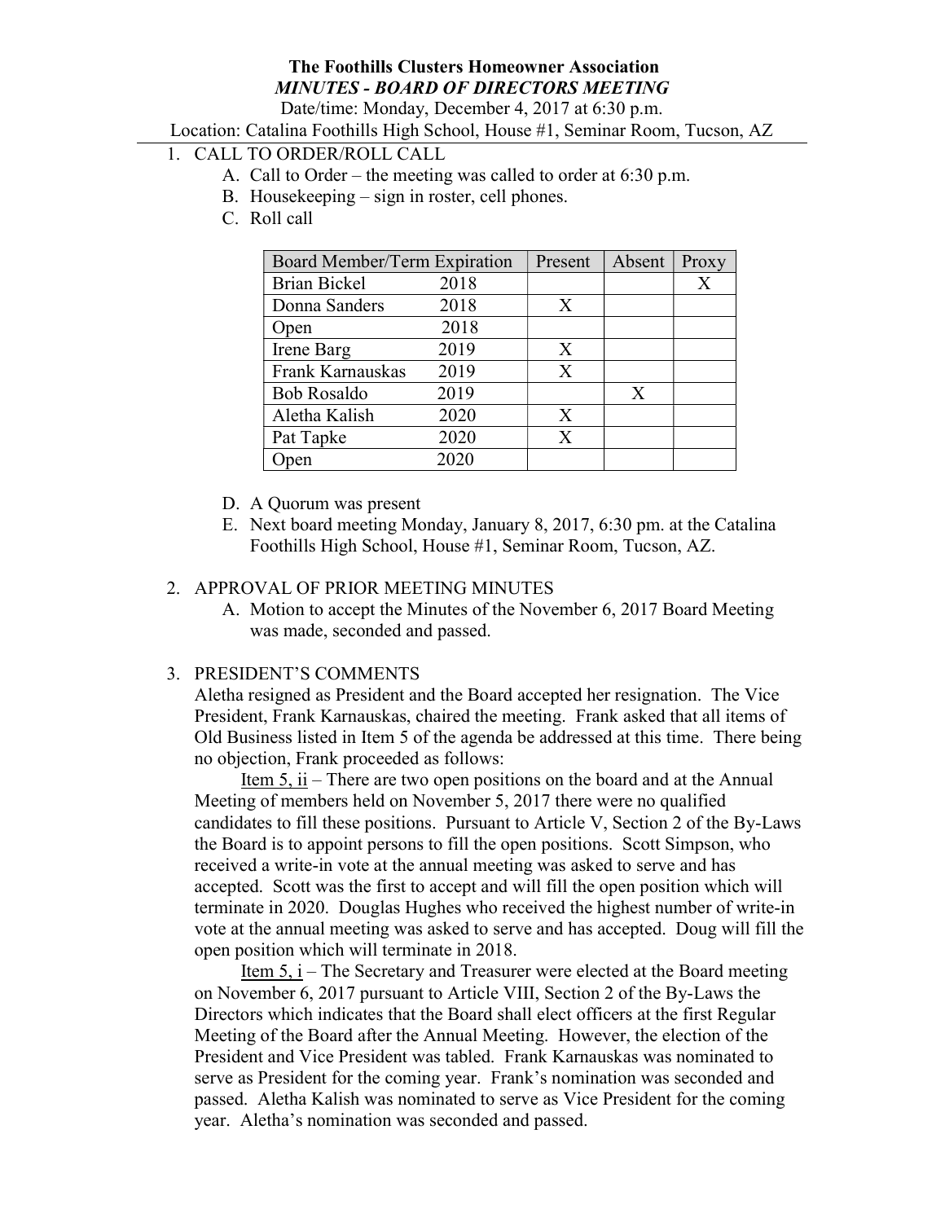# The Foothills Clusters Homeowner Association

## *MINUTES - BOARD OF DIRECTORS MEETING*

Date/time: Monday, December 4, 2017 at 6:30 p.m.

Location: Catalina Foothills High School, House #1, Seminar Room, Tucson, AZ

1. CALL TO ORDER/ROLL CALL
   A. Call to Order – the meeting was called to order at 6:30 p.m.
   B. Housekeeping – sign in roster, cell phones.
   C. Roll call

| Board Member/Term Expiration | | Present | Absent | Proxy |
|---|---|---|---|---|
| Brian Bickel | 2018 | | | X |
| Donna Sanders | 2018 | X | | |
| Open | 2018 | | | |
| Irene Barg | 2019 | X | | |
| Frank Karnauskas | 2019 | X | | |
| Bob Rosaldo | 2019 | | X | |
| Aletha Kalish | 2020 | X | | |
| Pat Tapke | 2020 | X | | |
| Open | 2020 | | | |

   D. A Quorum was present
   E. Next board meeting Monday, January 8, 2017, 6:30 pm. at the Catalina Foothills High School, House #1, Seminar Room, Tucson, AZ.

2. APPROVAL OF PRIOR MEETING MINUTES
   A. Motion to accept the Minutes of the November 6, 2017 Board Meeting was made, seconded and passed.

3. PRESIDENT'S COMMENTS

Aletha resigned as President and the Board accepted her resignation. The Vice President, Frank Karnauskas, chaired the meeting. Frank asked that all items of Old Business listed in Item 5 of the agenda be addressed at this time. There being no objection, Frank proceeded as follows:

Item 5, ii – There are two open positions on the board and at the Annual Meeting of members held on November 5, 2017 there were no qualified candidates to fill these positions. Pursuant to Article V, Section 2 of the By-Laws the Board is to appoint persons to fill the open positions. Scott Simpson, who received a write-in vote at the annual meeting was asked to serve and has accepted. Scott was the first to accept and will fill the open position which will terminate in 2020. Douglas Hughes who received the highest number of write-in vote at the annual meeting was asked to serve and has accepted. Doug will fill the open position which will terminate in 2018.

Item 5, i – The Secretary and Treasurer were elected at the Board meeting on November 6, 2017 pursuant to Article VIII, Section 2 of the By-Laws the Directors which indicates that the Board shall elect officers at the first Regular Meeting of the Board after the Annual Meeting. However, the election of the President and Vice President was tabled. Frank Karnauskas was nominated to serve as President for the coming year. Frank's nomination was seconded and passed. Aletha Kalish was nominated to serve as Vice President for the coming year. Aletha's nomination was seconded and passed.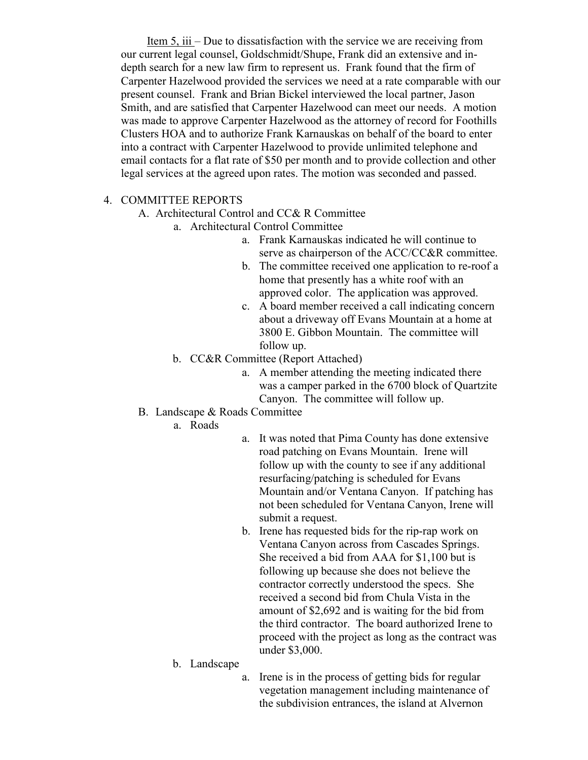Item 5, iii – Due to dissatisfaction with the service we are receiving from our current legal counsel, Goldschmidt/Shupe, Frank did an extensive and in-depth search for a new law firm to represent us. Frank found that the firm of Carpenter Hazelwood provided the services we need at a rate comparable with our present counsel. Frank and Brian Bickel interviewed the local partner, Jason Smith, and are satisfied that Carpenter Hazelwood can meet our needs. A motion was made to approve Carpenter Hazelwood as the attorney of record for Foothills Clusters HOA and to authorize Frank Karnauskas on behalf of the board to enter into a contract with Carpenter Hazelwood to provide unlimited telephone and email contacts for a flat rate of $50 per month and to provide collection and other legal services at the agreed upon rates. The motion was seconded and passed.

4. COMMITTEE REPORTS
   - A. Architectural Control and CC& R Committee
     - a. Architectural Control Committee
       - a. Frank Karnauskas indicated he will continue to serve as chairperson of the ACC/CC&R committee.
       - b. The committee received one application to re-roof a home that presently has a white roof with an approved color. The application was approved.
       - c. A board member received a call indicating concern about a driveway off Evans Mountain at a home at 3800 E. Gibbon Mountain. The committee will follow up.
     - b. CC&R Committee (Report Attached)
       - a. A member attending the meeting indicated there was a camper parked in the 6700 block of Quartzite Canyon. The committee will follow up.
   - B. Landscape & Roads Committee
     - a. Roads
       - a. It was noted that Pima County has done extensive road patching on Evans Mountain. Irene will follow up with the county to see if any additional resurfacing/patching is scheduled for Evans Mountain and/or Ventana Canyon. If patching has not been scheduled for Ventana Canyon, Irene will submit a request.
       - b. Irene has requested bids for the rip-rap work on Ventana Canyon across from Cascades Springs. She received a bid from AAA for $1,100 but is following up because she does not believe the contractor correctly understood the specs. She received a second bid from Chula Vista in the amount of $2,692 and is waiting for the bid from the third contractor. The board authorized Irene to proceed with the project as long as the contract was under $3,000.
     - b. Landscape
       - a. Irene is in the process of getting bids for regular vegetation management including maintenance of the subdivision entrances, the island at Alvernon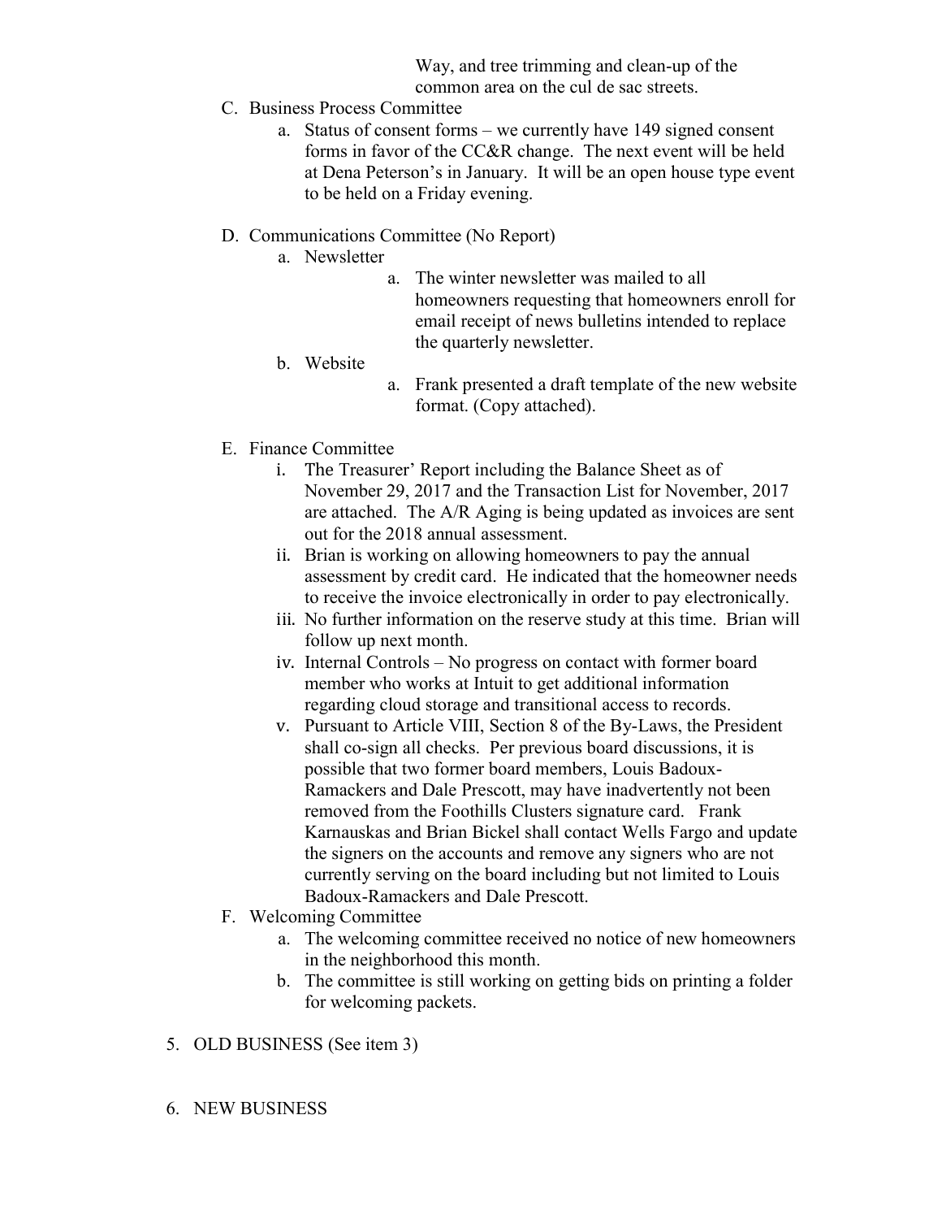Way, and tree trimming and clean-up of the common area on the cul de sac streets.

C. Business Process Committee
   a. Status of consent forms – we currently have 149 signed consent forms in favor of the CC&R change. The next event will be held at Dena Peterson's in January. It will be an open house type event to be held on a Friday evening.

D. Communications Committee (No Report)
   a. Newsletter
      a. The winter newsletter was mailed to all homeowners requesting that homeowners enroll for email receipt of news bulletins intended to replace the quarterly newsletter.
   b. Website
      a. Frank presented a draft template of the new website format. (Copy attached).

E. Finance Committee
   i. The Treasurer' Report including the Balance Sheet as of November 29, 2017 and the Transaction List for November, 2017 are attached. The A/R Aging is being updated as invoices are sent out for the 2018 annual assessment.
   ii. Brian is working on allowing homeowners to pay the annual assessment by credit card. He indicated that the homeowner needs to receive the invoice electronically in order to pay electronically.
   iii. No further information on the reserve study at this time. Brian will follow up next month.
   iv. Internal Controls – No progress on contact with former board member who works at Intuit to get additional information regarding cloud storage and transitional access to records.
   v. Pursuant to Article VIII, Section 8 of the By-Laws, the President shall co-sign all checks. Per previous board discussions, it is possible that two former board members, Louis Badoux-Ramackers and Dale Prescott, may have inadvertently not been removed from the Foothills Clusters signature card. Frank Karnauskas and Brian Bickel shall contact Wells Fargo and update the signers on the accounts and remove any signers who are not currently serving on the board including but not limited to Louis Badoux-Ramackers and Dale Prescott.

F. Welcoming Committee
   a. The welcoming committee received no notice of new homeowners in the neighborhood this month.
   b. The committee is still working on getting bids on printing a folder for welcoming packets.

5. OLD BUSINESS (See item 3)

6. NEW BUSINESS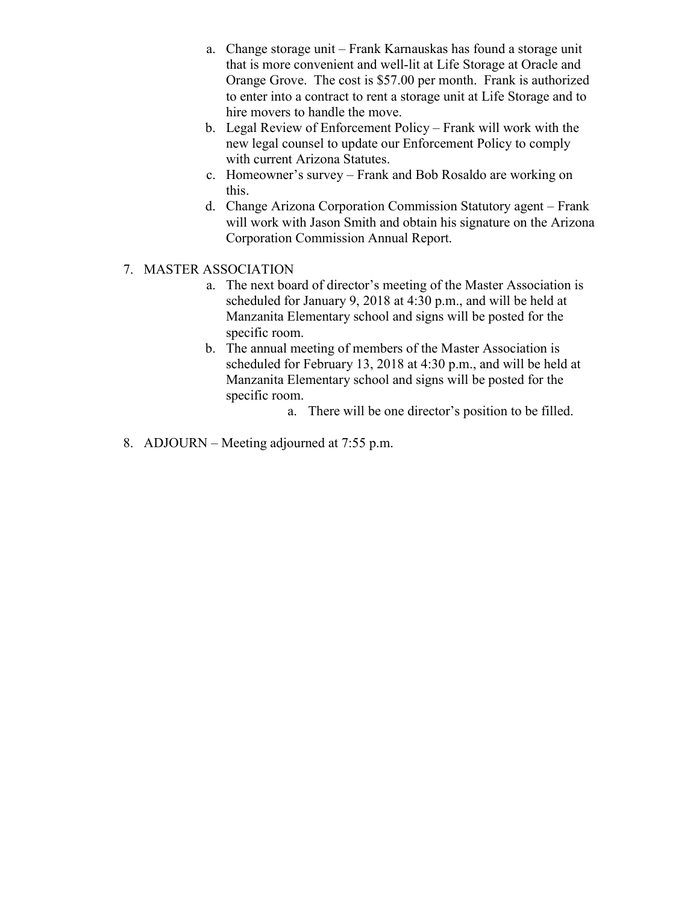a. Change storage unit – Frank Karnauskas has found a storage unit that is more convenient and well-lit at Life Storage at Oracle and Orange Grove. The cost is $57.00 per month. Frank is authorized to enter into a contract to rent a storage unit at Life Storage and to hire movers to handle the move.
b. Legal Review of Enforcement Policy – Frank will work with the new legal counsel to update our Enforcement Policy to comply with current Arizona Statutes.
c. Homeowner's survey – Frank and Bob Rosaldo are working on this.
d. Change Arizona Corporation Commission Statutory agent – Frank will work with Jason Smith and obtain his signature on the Arizona Corporation Commission Annual Report.

7. MASTER ASSOCIATION
   a. The next board of director's meeting of the Master Association is scheduled for January 9, 2018 at 4:30 p.m., and will be held at Manzanita Elementary school and signs will be posted for the specific room.
   b. The annual meeting of members of the Master Association is scheduled for February 13, 2018 at 4:30 p.m., and will be held at Manzanita Elementary school and signs will be posted for the specific room.
      a. There will be one director's position to be filled.

8. ADJOURN – Meeting adjourned at 7:55 p.m.